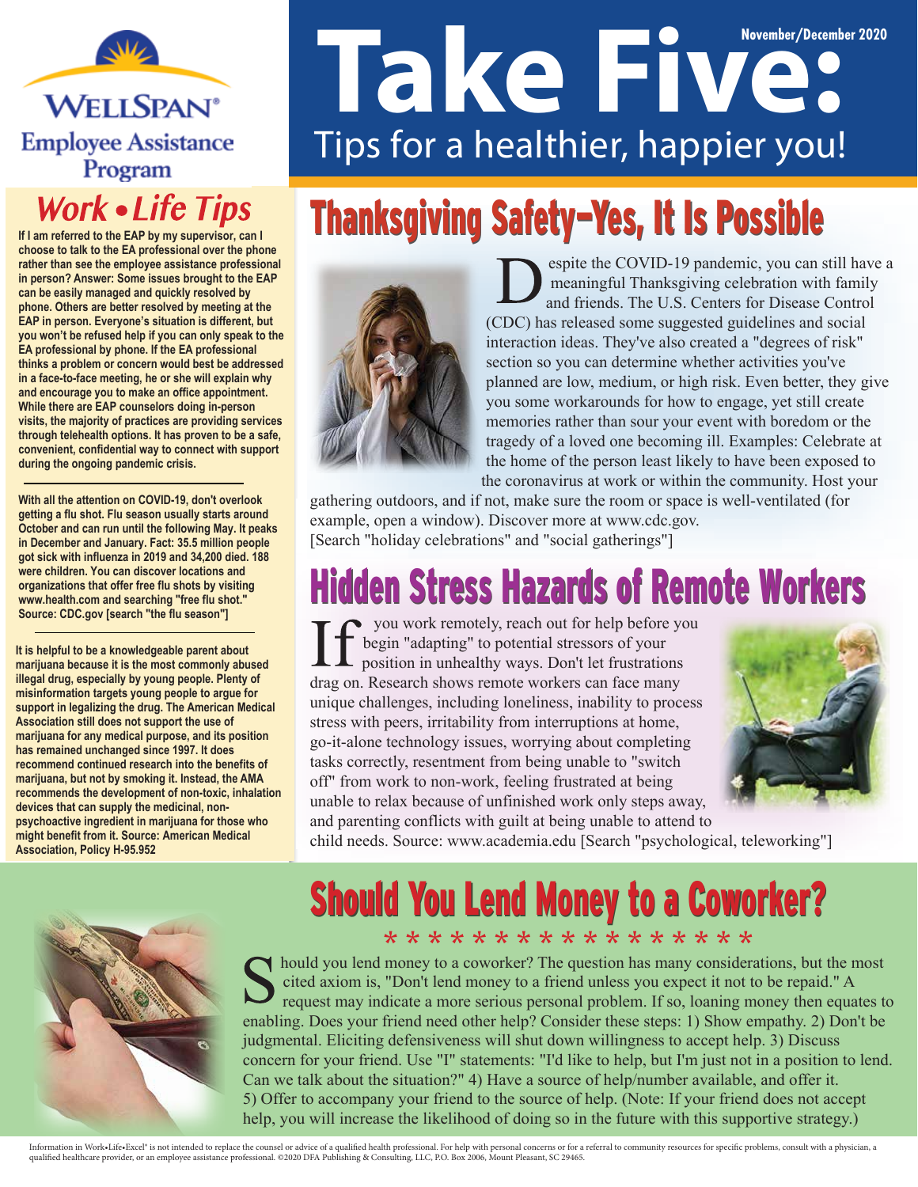WELLSPAN®
Employee Assistance Program

# Take Five:

November/December 2020

Tips for a healthier, happier you!

## Work • Life Tips

**If I am referred to the EAP by my supervisor, can I choose to talk to the EA professional over the phone rather than see the employee assistance professional in person? Answer: Some issues brought to the EAP can be easily managed and quickly resolved by phone. Others are better resolved by meeting at the EAP in person. Everyone's situation is different, but you won't be refused help if you can only speak to the EA professional by phone. If the EA professional thinks a problem or concern would best be addressed in a face-to-face meeting, he or she will explain why and encourage you to make an office appointment. While there are EAP counselors doing in-person visits, the majority of practices are providing services through telehealth options. It has proven to be a safe, convenient, confidential way to connect with support during the ongoing pandemic crisis.**

---

**With all the attention on COVID-19, don't overlook getting a flu shot. Flu season usually starts around October and can run until the following May. It peaks in December and January. Fact: 35.5 million people got sick with influenza in 2019 and 34,200 died. 188 were children. You can discover locations and organizations that offer free flu shots by visiting www.health.com and searching "free flu shot." Source: CDC.gov [search "the flu season"]**

---

**It is helpful to be a knowledgeable parent about marijuana because it is the most commonly abused illegal drug, especially by young people. Plenty of misinformation targets young people to argue for support in legalizing the drug. The American Medical Association still does not support the use of marijuana for any medical purpose, and its position has remained unchanged since 1997. It does recommend continued research into the benefits of marijuana, but not by smoking it. Instead, the AMA recommends the development of non-toxic, inhalation devices that can supply the medicinal, non-psychoactive ingredient in marijuana for those who might benefit from it. Source: American Medical Association, Policy H-95.952**

## Thanksgiving Safety–Yes, It Is Possible

Despite the COVID-19 pandemic, you can still have a meaningful Thanksgiving celebration with family and friends. The U.S. Centers for Disease Control (CDC) has released some suggested guidelines and social interaction ideas. They've also created a "degrees of risk" section so you can determine whether activities you've planned are low, medium, or high risk. Even better, they give you some workarounds for how to engage, yet still create memories rather than sour your event with boredom or the tragedy of a loved one becoming ill. Examples: Celebrate at the home of the person least likely to have been exposed to the coronavirus at work or within the community. Host your gathering outdoors, and if not, make sure the room or space is well-ventilated (for example, open a window). Discover more at www.cdc.gov. [Search "holiday celebrations" and "social gatherings"]

## Hidden Stress Hazards of Remote Workers

If you work remotely, reach out for help before you begin "adapting" to potential stressors of your position in unhealthy ways. Don't let frustrations drag on. Research shows remote workers can face many unique challenges, including loneliness, inability to process stress with peers, irritability from interruptions at home, go-it-alone technology issues, worrying about completing tasks correctly, resentment from being unable to "switch off" from work to non-work, feeling frustrated at being unable to relax because of unfinished work only steps away, and parenting conflicts with guilt at being unable to attend to child needs. Source: www.academia.edu [Search "psychological, teleworking"]

## Should You Lend Money to a Coworker?

* * * * * * * * * * * * * * * * * *

Should you lend money to a coworker? The question has many considerations, but the most cited axiom is, "Don't lend money to a friend unless you expect it not to be repaid." A request may indicate a more serious personal problem. If so, loaning money then equates to enabling. Does your friend need other help? Consider these steps: 1) Show empathy. 2) Don't be judgmental. Eliciting defensiveness will shut down willingness to accept help. 3) Discuss concern for your friend. Use "I" statements: "I'd like to help, but I'm just not in a position to lend. Can we talk about the situation?" 4) Have a source of help/number available, and offer it. 5) Offer to accompany your friend to the source of help. (Note: If your friend does not accept help, you will increase the likelihood of doing so in the future with this supportive strategy.)

Information in Work•Life•Excel® is not intended to replace the counsel or advice of a qualified health professional. For help with personal concerns or for a referral to community resources for specific problems, consult with a physician, a qualified healthcare provider, or an employee assistance professional. ©2020 DFA Publishing & Consulting, LLC, P.O. Box 2006, Mount Pleasant, SC 29465.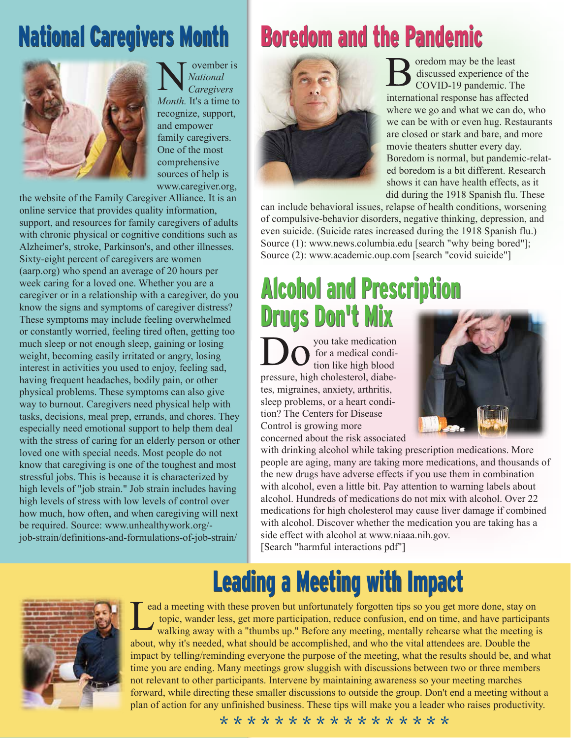## National Caregivers Month

November is *National Caregivers Month.* It's a time to recognize, support, and empower family caregivers. One of the most comprehensive sources of help is www.caregiver.org, the website of the Family Caregiver Alliance. It is an online service that provides quality information, support, and resources for family caregivers of adults with chronic physical or cognitive conditions such as Alzheimer's, stroke, Parkinson's, and other illnesses. Sixty-eight percent of caregivers are women (aarp.org) who spend an average of 20 hours per week caring for a loved one. Whether you are a caregiver or in a relationship with a caregiver, do you know the signs and symptoms of caregiver distress? These symptoms may include feeling overwhelmed or constantly worried, feeling tired often, getting too much sleep or not enough sleep, gaining or losing weight, becoming easily irritated or angry, losing interest in activities you used to enjoy, feeling sad, having frequent headaches, bodily pain, or other physical problems. These symptoms can also give way to burnout. Caregivers need physical help with tasks, decisions, meal prep, errands, and chores. They especially need emotional support to help them deal with the stress of caring for an elderly person or other loved one with special needs. Most people do not know that caregiving is one of the toughest and most stressful jobs. This is because it is characterized by high levels of "job strain." Job strain includes having high levels of stress with low levels of control over how much, how often, and when caregiving will next be required. Source: www.unhealthywork.org/-job-strain/definitions-and-formulations-of-job-strain/

## Boredom and the Pandemic

Boredom may be the least discussed experience of the COVID-19 pandemic. The international response has affected where we go and what we can do, who we can be with or even hug. Restaurants are closed or stark and bare, and more movie theaters shutter every day. Boredom is normal, but pandemic-related boredom is a bit different. Research shows it can have health effects, as it did during the 1918 Spanish flu. These can include behavioral issues, relapse of health conditions, worsening of compulsive-behavior disorders, negative thinking, depression, and even suicide. (Suicide rates increased during the 1918 Spanish flu.) Source (1): www.news.columbia.edu [search "why being bored"]; Source (2): www.academic.oup.com [search "covid suicide"]

## Alcohol and Prescription Drugs Don't Mix

Do you take medication for a medical condition like high blood pressure, high cholesterol, diabetes, migraines, anxiety, arthritis, sleep problems, or a heart condition? The Centers for Disease Control is growing more concerned about the risk associated with drinking alcohol while taking prescription medications. More people are aging, many are taking more medications, and thousands of the new drugs have adverse effects if you use them in combination with alcohol, even a little bit. Pay attention to warning labels about alcohol. Hundreds of medications do not mix with alcohol. Over 22 medications for high cholesterol may cause liver damage if combined with alcohol. Discover whether the medication you are taking has a side effect with alcohol at www.niaaa.nih.gov. [Search "harmful interactions pdf"]

## Leading a Meeting with Impact

Lead a meeting with these proven but unfortunately forgotten tips so you get more done, stay on topic, wander less, get more participation, reduce confusion, end on time, and have participants walking away with a "thumbs up." Before any meeting, mentally rehearse what the meeting is about, why it's needed, what should be accomplished, and who the vital attendees are. Double the impact by telling/reminding everyone the purpose of the meeting, what the results should be, and what time you are ending. Many meetings grow sluggish with discussions between two or three members not relevant to other participants. Intervene by maintaining awareness so your meeting marches forward, while directing these smaller discussions to outside the group. Don't end a meeting without a plan of action for any unfinished business. These tips will make you a leader who raises productivity.

* * * * * * * * * * * * * * * * * *